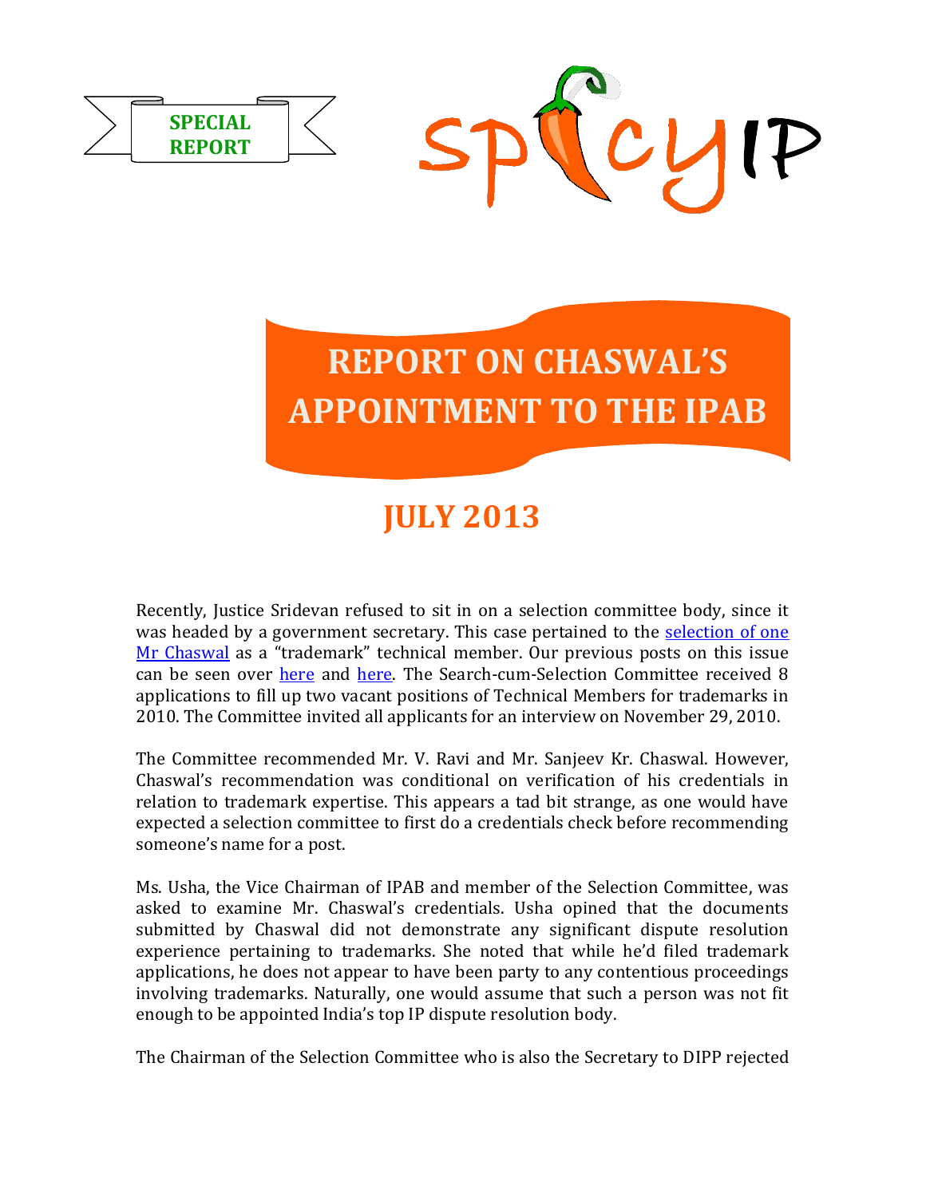SPECIAL REPORT

SpicyIP

# REPORT ON CHASWAL'S APPOINTMENT TO THE IPAB

## JULY 2013

Recently, Justice Sridevan refused to sit in on a selection committee body, since it was headed by a government secretary. This case pertained to the selection of one Mr Chaswal as a "trademark" technical member. Our previous posts on this issue can be seen over here and here. The Search-cum-Selection Committee received 8 applications to fill up two vacant positions of Technical Members for trademarks in 2010. The Committee invited all applicants for an interview on November 29, 2010.

The Committee recommended Mr. V. Ravi and Mr. Sanjeev Kr. Chaswal. However, Chaswal's recommendation was conditional on verification of his credentials in relation to trademark expertise. This appears a tad bit strange, as one would have expected a selection committee to first do a credentials check before recommending someone's name for a post.

Ms. Usha, the Vice Chairman of IPAB and member of the Selection Committee, was asked to examine Mr. Chaswal's credentials. Usha opined that the documents submitted by Chaswal did not demonstrate any significant dispute resolution experience pertaining to trademarks. She noted that while he'd filed trademark applications, he does not appear to have been party to any contentious proceedings involving trademarks. Naturally, one would assume that such a person was not fit enough to be appointed India's top IP dispute resolution body.

The Chairman of the Selection Committee who is also the Secretary to DIPP rejected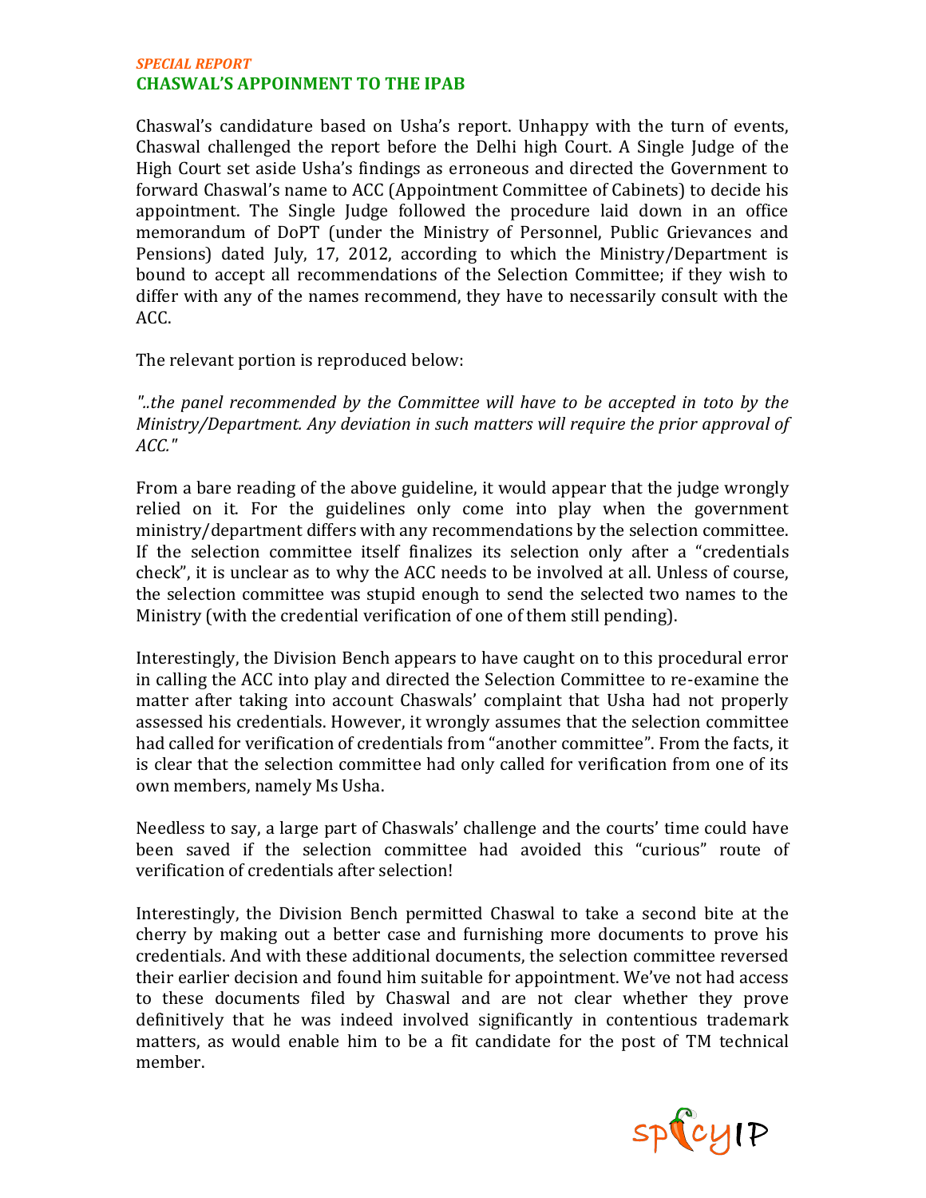*SPECIAL REPORT*
**CHASWAL'S APPOINTMENT TO THE IPAB**

Chaswal's candidature based on Usha's report. Unhappy with the turn of events, Chaswal challenged the report before the Delhi high Court. A Single Judge of the High Court set aside Usha's findings as erroneous and directed the Government to forward Chaswal's name to ACC (Appointment Committee of Cabinets) to decide his appointment. The Single Judge followed the procedure laid down in an office memorandum of DoPT (under the Ministry of Personnel, Public Grievances and Pensions) dated July, 17, 2012, according to which the Ministry/Department is bound to accept all recommendations of the Selection Committee; if they wish to differ with any of the names recommend, they have to necessarily consult with the ACC.

The relevant portion is reproduced below:

*"..the panel recommended by the Committee will have to be accepted in toto by the Ministry/Department. Any deviation in such matters will require the prior approval of ACC."*

From a bare reading of the above guideline, it would appear that the judge wrongly relied on it. For the guidelines only come into play when the government ministry/department differs with any recommendations by the selection committee. If the selection committee itself finalizes its selection only after a "credentials check", it is unclear as to why the ACC needs to be involved at all. Unless of course, the selection committee was stupid enough to send the selected two names to the Ministry (with the credential verification of one of them still pending).

Interestingly, the Division Bench appears to have caught on to this procedural error in calling the ACC into play and directed the Selection Committee to re-examine the matter after taking into account Chaswals' complaint that Usha had not properly assessed his credentials. However, it wrongly assumes that the selection committee had called for verification of credentials from "another committee". From the facts, it is clear that the selection committee had only called for verification from one of its own members, namely Ms Usha.

Needless to say, a large part of Chaswals' challenge and the courts' time could have been saved if the selection committee had avoided this "curious" route of verification of credentials after selection!

Interestingly, the Division Bench permitted Chaswal to take a second bite at the cherry by making out a better case and furnishing more documents to prove his credentials. And with these additional documents, the selection committee reversed their earlier decision and found him suitable for appointment. We've not had access to these documents filed by Chaswal and are not clear whether they prove definitively that he was indeed involved significantly in contentious trademark matters, as would enable him to be a fit candidate for the post of TM technical member.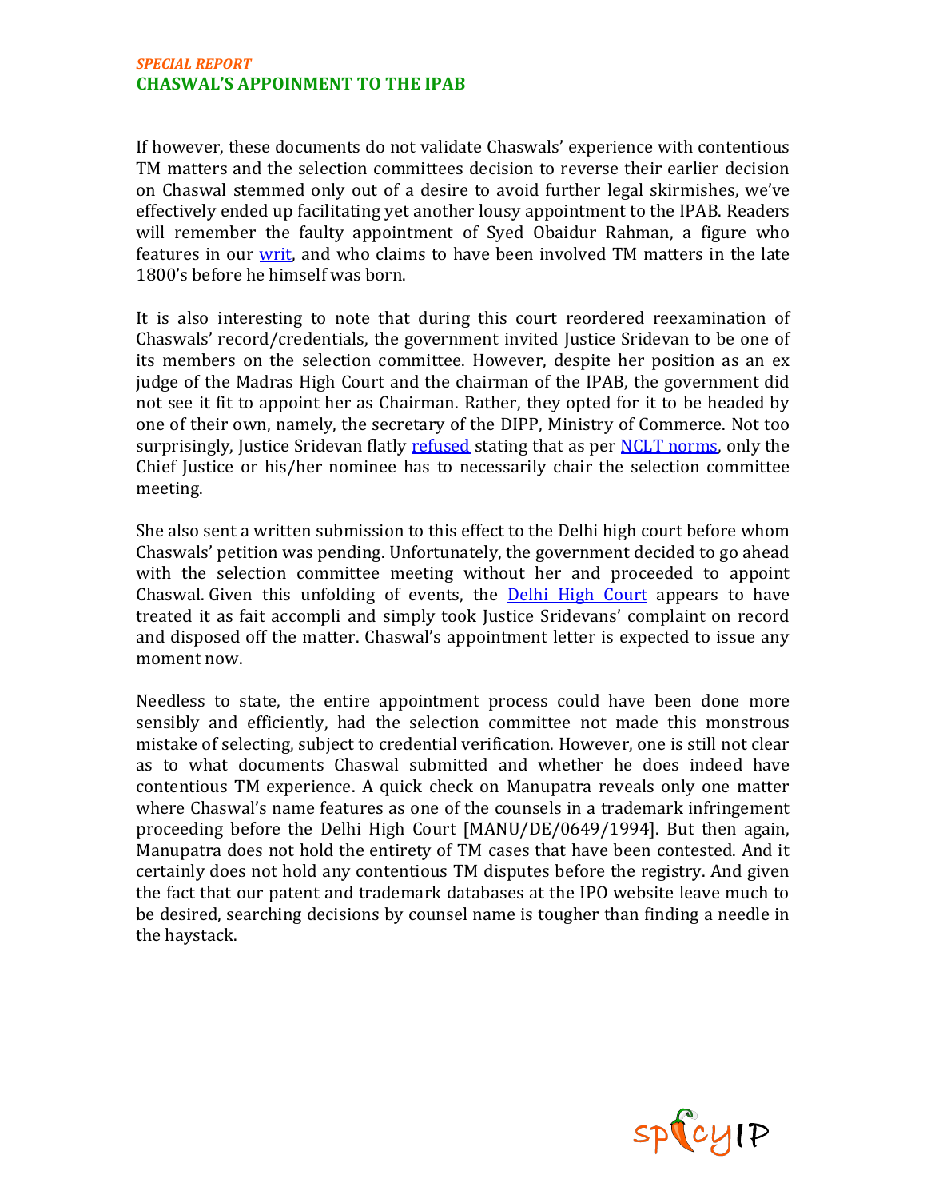If however, these documents do not validate Chaswals' experience with contentious TM matters and the selection committees decision to reverse their earlier decision on Chaswal stemmed only out of a desire to avoid further legal skirmishes, we've effectively ended up facilitating yet another lousy appointment to the IPAB. Readers will remember the faulty appointment of Syed Obaidur Rahman, a figure who features in our writ, and who claims to have been involved TM matters in the late 1800's before he himself was born.

It is also interesting to note that during this court reordered reexamination of Chaswals' record/credentials, the government invited Justice Sridevan to be one of its members on the selection committee. However, despite her position as an ex judge of the Madras High Court and the chairman of the IPAB, the government did not see it fit to appoint her as Chairman. Rather, they opted for it to be headed by one of their own, namely, the secretary of the DIPP, Ministry of Commerce. Not too surprisingly, Justice Sridevan flatly refused stating that as per NCLT norms, only the Chief Justice or his/her nominee has to necessarily chair the selection committee meeting.

She also sent a written submission to this effect to the Delhi high court before whom Chaswals' petition was pending. Unfortunately, the government decided to go ahead with the selection committee meeting without her and proceeded to appoint Chaswal. Given this unfolding of events, the Delhi High Court appears to have treated it as fait accompli and simply took Justice Sridevans' complaint on record and disposed off the matter. Chaswal's appointment letter is expected to issue any moment now.

Needless to state, the entire appointment process could have been done more sensibly and efficiently, had the selection committee not made this monstrous mistake of selecting, subject to credential verification. However, one is still not clear as to what documents Chaswal submitted and whether he does indeed have contentious TM experience. A quick check on Manupatra reveals only one matter where Chaswal's name features as one of the counsels in a trademark infringement proceeding before the Delhi High Court [MANU/DE/0649/1994]. But then again, Manupatra does not hold the entirety of TM cases that have been contested. And it certainly does not hold any contentious TM disputes before the registry. And given the fact that our patent and trademark databases at the IPO website leave much to be desired, searching decisions by counsel name is tougher than finding a needle in the haystack.